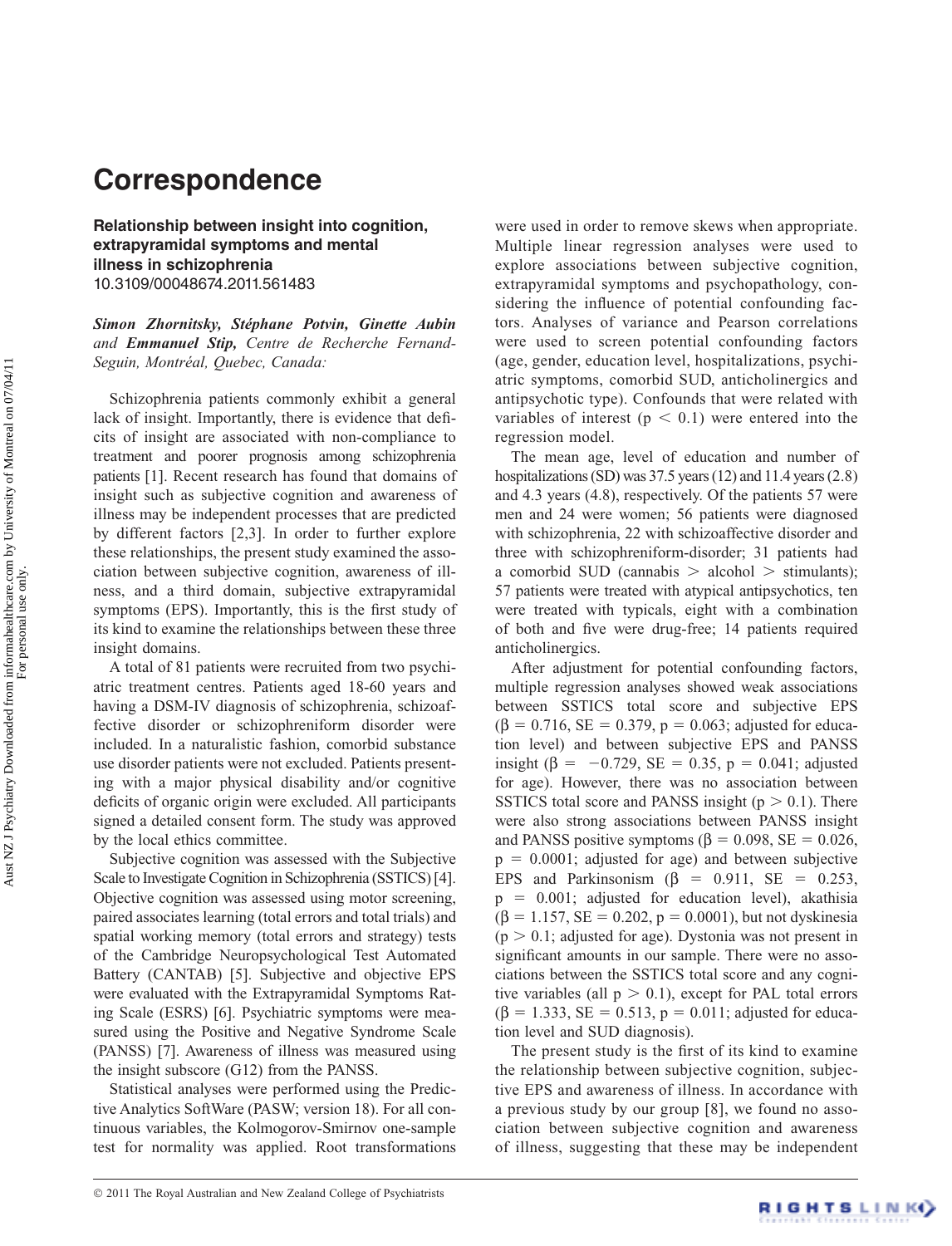# Correspondence

**Relationship between insight into cognition, extrapyramidal symptoms and mental illness in schizophrenia**
10.3109/00048674.2011.561483

***Simon Zhornitsky, Stéphane Potvin, Ginette Aubin** and **Emmanuel Stip,** Centre de Recherche Fernand-Seguin, Montréal, Quebec, Canada:*

Schizophrenia patients commonly exhibit a general lack of insight. Importantly, there is evidence that deficits of insight are associated with non-compliance to treatment and poorer prognosis among schizophrenia patients [1]. Recent research has found that domains of insight such as subjective cognition and awareness of illness may be independent processes that are predicted by different factors [2,3]. In order to further explore these relationships, the present study examined the association between subjective cognition, awareness of illness, and a third domain, subjective extrapyramidal symptoms (EPS). Importantly, this is the first study of its kind to examine the relationships between these three insight domains.

A total of 81 patients were recruited from two psychiatric treatment centres. Patients aged 18-60 years and having a DSM-IV diagnosis of schizophrenia, schizoaffective disorder or schizophreniform disorder were included. In a naturalistic fashion, comorbid substance use disorder patients were not excluded. Patients presenting with a major physical disability and/or cognitive deficits of organic origin were excluded. All participants signed a detailed consent form. The study was approved by the local ethics committee.

Subjective cognition was assessed with the Subjective Scale to Investigate Cognition in Schizophrenia (SSTICS) [4]. Objective cognition was assessed using motor screening, paired associates learning (total errors and total trials) and spatial working memory (total errors and strategy) tests of the Cambridge Neuropsychological Test Automated Battery (CANTAB) [5]. Subjective and objective EPS were evaluated with the Extrapyramidal Symptoms Rating Scale (ESRS) [6]. Psychiatric symptoms were measured using the Positive and Negative Syndrome Scale (PANSS) [7]. Awareness of illness was measured using the insight subscore (G12) from the PANSS.

Statistical analyses were performed using the Predictive Analytics SoftWare (PASW; version 18). For all continuous variables, the Kolmogorov-Smirnov one-sample test for normality was applied. Root transformations were used in order to remove skews when appropriate. Multiple linear regression analyses were used to explore associations between subjective cognition, extrapyramidal symptoms and psychopathology, considering the influence of potential confounding factors. Analyses of variance and Pearson correlations were used to screen potential confounding factors (age, gender, education level, hospitalizations, psychiatric symptoms, comorbid SUD, anticholinergics and antipsychotic type). Confounds that were related with variables of interest ($p < 0.1$) were entered into the regression model.

The mean age, level of education and number of hospitalizations (SD) was 37.5 years (12) and 11.4 years (2.8) and 4.3 years (4.8), respectively. Of the patients 57 were men and 24 were women; 56 patients were diagnosed with schizophrenia, 22 with schizoaffective disorder and three with schizophreniform-disorder; 31 patients had a comorbid SUD (cannabis > alcohol > stimulants); 57 patients were treated with atypical antipsychotics, ten were treated with typicals, eight with a combination of both and five were drug-free; 14 patients required anticholinergics.

After adjustment for potential confounding factors, multiple regression analyses showed weak associations between SSTICS total score and subjective EPS ($\beta = 0.716$, SE = 0.379, $p = 0.063$; adjusted for education level) and between subjective EPS and PANSS insight ($\beta = -0.729$, SE = 0.35, $p = 0.041$; adjusted for age). However, there was no association between SSTICS total score and PANSS insight ($p > 0.1$). There were also strong associations between PANSS insight and PANSS positive symptoms ($\beta = 0.098$, SE = 0.026, $p = 0.0001$; adjusted for age) and between subjective EPS and Parkinsonism ($\beta = 0.911$, SE = 0.253, $p = 0.001$; adjusted for education level), akathisia ($\beta = 1.157$, SE = 0.202, $p = 0.0001$), but not dyskinesia ($p > 0.1$; adjusted for age). Dystonia was not present in significant amounts in our sample. There were no associations between the SSTICS total score and any cognitive variables (all $p > 0.1$), except for PAL total errors ($\beta = 1.333$, SE = 0.513, $p = 0.011$; adjusted for education level and SUD diagnosis).

The present study is the first of its kind to examine the relationship between subjective cognition, subjective EPS and awareness of illness. In accordance with a previous study by our group [8], we found no association between subjective cognition and awareness of illness, suggesting that these may be independent

© 2011 The Royal Australian and New Zealand College of Psychiatrists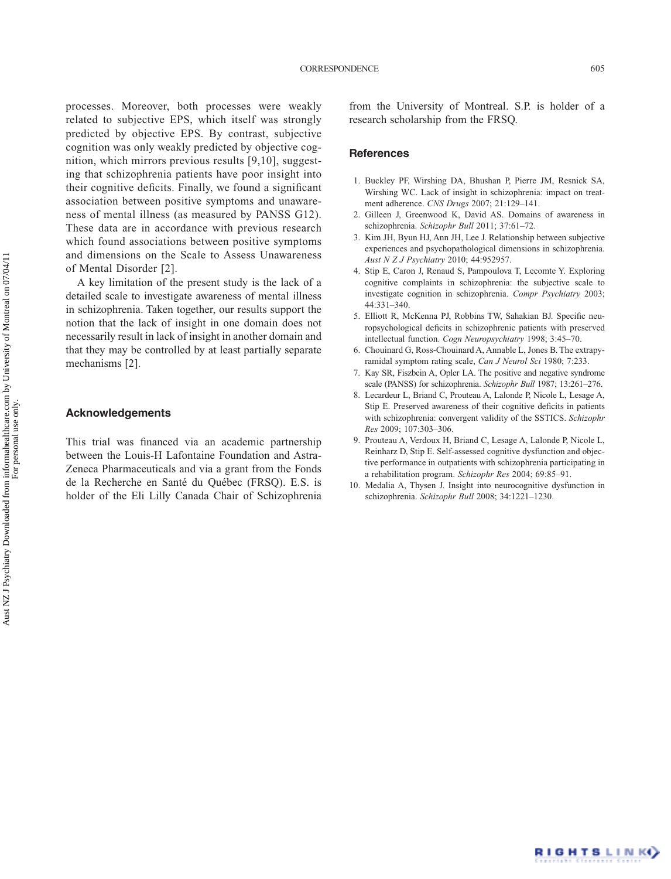processes. Moreover, both processes were weakly related to subjective EPS, which itself was strongly predicted by objective EPS. By contrast, subjective cognition was only weakly predicted by objective cognition, which mirrors previous results [9,10], suggesting that schizophrenia patients have poor insight into their cognitive deficits. Finally, we found a significant association between positive symptoms and unawareness of mental illness (as measured by PANSS G12). These data are in accordance with previous research which found associations between positive symptoms and dimensions on the Scale to Assess Unawareness of Mental Disorder [2].

A key limitation of the present study is the lack of a detailed scale to investigate awareness of mental illness in schizophrenia. Taken together, our results support the notion that the lack of insight in one domain does not necessarily result in lack of insight in another domain and that they may be controlled by at least partially separate mechanisms [2].

## Acknowledgements

This trial was financed via an academic partnership between the Louis-H Lafontaine Foundation and AstraZeneca Pharmaceuticals and via a grant from the Fonds de la Recherche en Santé du Québec (FRSQ). E.S. is holder of the Eli Lilly Canada Chair of Schizophrenia from the University of Montreal. S.P. is holder of a research scholarship from the FRSQ.

## References

1. Buckley PF, Wirshing DA, Bhushan P, Pierre JM, Resnick SA, Wirshing WC. Lack of insight in schizophrenia: impact on treatment adherence. *CNS Drugs* 2007; 21:129–141.
2. Gilleen J, Greenwood K, David AS. Domains of awareness in schizophrenia. *Schizophr Bull* 2011; 37:61–72.
3. Kim JH, Byun HJ, Ann JH, Lee J. Relationship between subjective experiences and psychopathological dimensions in schizophrenia. *Aust N Z J Psychiatry* 2010; 44:952957.
4. Stip E, Caron J, Renaud S, Pampoulova T, Lecomte Y. Exploring cognitive complaints in schizophrenia: the subjective scale to investigate cognition in schizophrenia. *Compr Psychiatry* 2003; 44:331–340.
5. Elliott R, McKenna PJ, Robbins TW, Sahakian BJ. Specific neuropsychological deficits in schizophrenic patients with preserved intellectual function. *Cogn Neuropsychiatry* 1998; 3:45–70.
6. Chouinard G, Ross-Chouinard A, Annable L, Jones B. The extrapyramidal symptom rating scale, *Can J Neurol Sci* 1980; 7:233.
7. Kay SR, Fiszbein A, Opler LA. The positive and negative syndrome scale (PANSS) for schizophrenia. *Schizophr Bull* 1987; 13:261–276.
8. Lecardeur L, Briand C, Prouteau A, Lalonde P, Nicole L, Lesage A, Stip E. Preserved awareness of their cognitive deficits in patients with schizophrenia: convergent validity of the SSTICS. *Schizophr Res* 2009; 107:303–306.
9. Prouteau A, Verdoux H, Briand C, Lesage A, Lalonde P, Nicole L, Reinharz D, Stip E. Self-assessed cognitive dysfunction and objective performance in outpatients with schizophrenia participating in a rehabilitation program. *Schizophr Res* 2004; 69:85–91.
10. Medalia A, Thysen J. Insight into neurocognitive dysfunction in schizophrenia. *Schizophr Bull* 2008; 34:1221–1230.